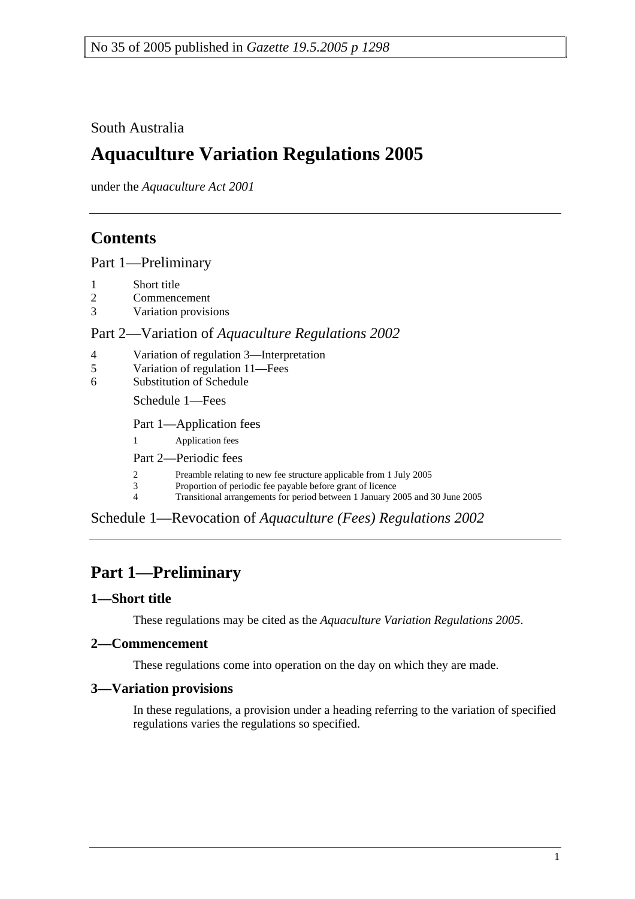No 35 of 2005 published in *Gazette 19.5.2005 p 1298*

South Australia

# Aquaculture Variation Regulations 2005

under the *Aquaculture Act 2001*

## Contents

Part 1—Preliminary

1 Short title
2 Commencement
3 Variation provisions

Part 2—Variation of *Aquaculture Regulations 2002*

4 Variation of regulation 3—Interpretation
5 Variation of regulation 11—Fees
6 Substitution of Schedule

Schedule 1—Fees

Part 1—Application fees

1 Application fees

Part 2—Periodic fees

2 Preamble relating to new fee structure applicable from 1 July 2005
3 Proportion of periodic fee payable before grant of licence
4 Transitional arrangements for period between 1 January 2005 and 30 June 2005

Schedule 1—Revocation of *Aquaculture (Fees) Regulations 2002*

## Part 1—Preliminary

### 1—Short title

These regulations may be cited as the *Aquaculture Variation Regulations 2005*.

### 2—Commencement

These regulations come into operation on the day on which they are made.

### 3—Variation provisions

In these regulations, a provision under a heading referring to the variation of specified regulations varies the regulations so specified.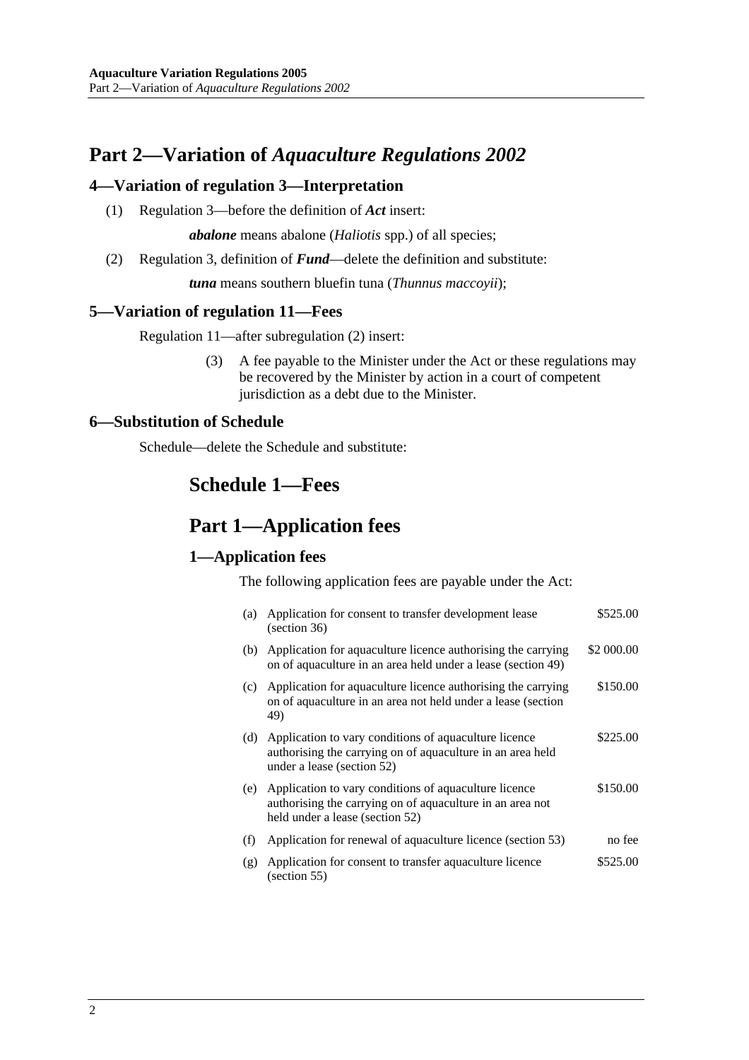# Part 2—Variation of *Aquaculture Regulations 2002*

## 4—Variation of regulation 3—Interpretation

(1) Regulation 3—before the definition of ***Act*** insert:

***abalone*** means abalone (*Haliotis* spp.) of all species;

(2) Regulation 3, definition of ***Fund***—delete the definition and substitute:

***tuna*** means southern bluefin tuna (*Thunnus maccoyii*);

## 5—Variation of regulation 11—Fees

Regulation 11—after subregulation (2) insert:

(3) A fee payable to the Minister under the Act or these regulations may be recovered by the Minister by action in a court of competent jurisdiction as a debt due to the Minister.

## 6—Substitution of Schedule

Schedule—delete the Schedule and substitute:

# Schedule 1—Fees

# Part 1—Application fees

## 1—Application fees

The following application fees are payable under the Act:

| | | |
|---|---|---|
| (a) | Application for consent to transfer development lease (section 36) | \$525.00 |
| (b) | Application for aquaculture licence authorising the carrying on of aquaculture in an area held under a lease (section 49) | \$2 000.00 |
| (c) | Application for aquaculture licence authorising the carrying on of aquaculture in an area not held under a lease (section 49) | \$150.00 |
| (d) | Application to vary conditions of aquaculture licence authorising the carrying on of aquaculture in an area held under a lease (section 52) | \$225.00 |
| (e) | Application to vary conditions of aquaculture licence authorising the carrying on of aquaculture in an area not held under a lease (section 52) | \$150.00 |
| (f) | Application for renewal of aquaculture licence (section 53) | no fee |
| (g) | Application for consent to transfer aquaculture licence (section 55) | \$525.00 |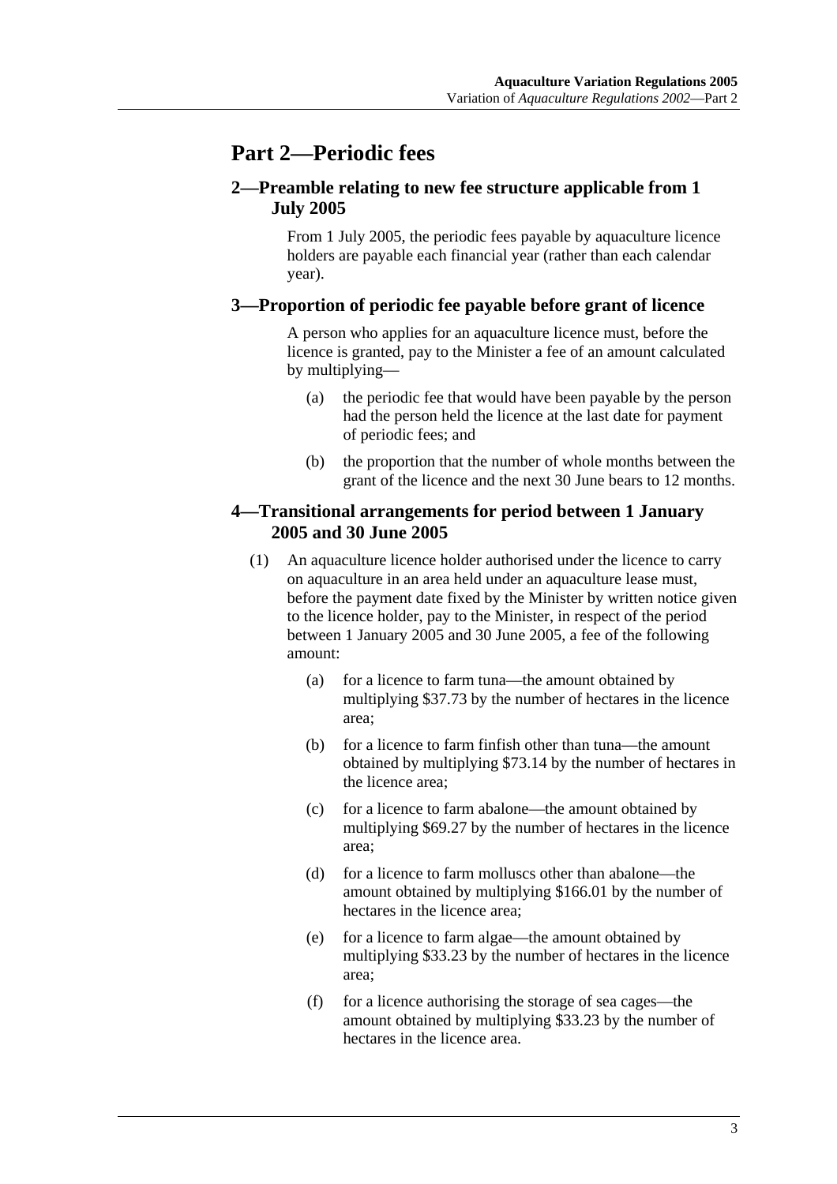# Part 2—Periodic fees

## 2—Preamble relating to new fee structure applicable from 1 July 2005

From 1 July 2005, the periodic fees payable by aquaculture licence holders are payable each financial year (rather than each calendar year).

## 3—Proportion of periodic fee payable before grant of licence

A person who applies for an aquaculture licence must, before the licence is granted, pay to the Minister a fee of an amount calculated by multiplying—

(a) the periodic fee that would have been payable by the person had the person held the licence at the last date for payment of periodic fees; and

(b) the proportion that the number of whole months between the grant of the licence and the next 30 June bears to 12 months.

## 4—Transitional arrangements for period between 1 January 2005 and 30 June 2005

(1) An aquaculture licence holder authorised under the licence to carry on aquaculture in an area held under an aquaculture lease must, before the payment date fixed by the Minister by written notice given to the licence holder, pay to the Minister, in respect of the period between 1 January 2005 and 30 June 2005, a fee of the following amount:

(a) for a licence to farm tuna—the amount obtained by multiplying $37.73 by the number of hectares in the licence area;

(b) for a licence to farm finfish other than tuna—the amount obtained by multiplying $73.14 by the number of hectares in the licence area;

(c) for a licence to farm abalone—the amount obtained by multiplying $69.27 by the number of hectares in the licence area;

(d) for a licence to farm molluscs other than abalone—the amount obtained by multiplying $166.01 by the number of hectares in the licence area;

(e) for a licence to farm algae—the amount obtained by multiplying $33.23 by the number of hectares in the licence area;

(f) for a licence authorising the storage of sea cages—the amount obtained by multiplying $33.23 by the number of hectares in the licence area.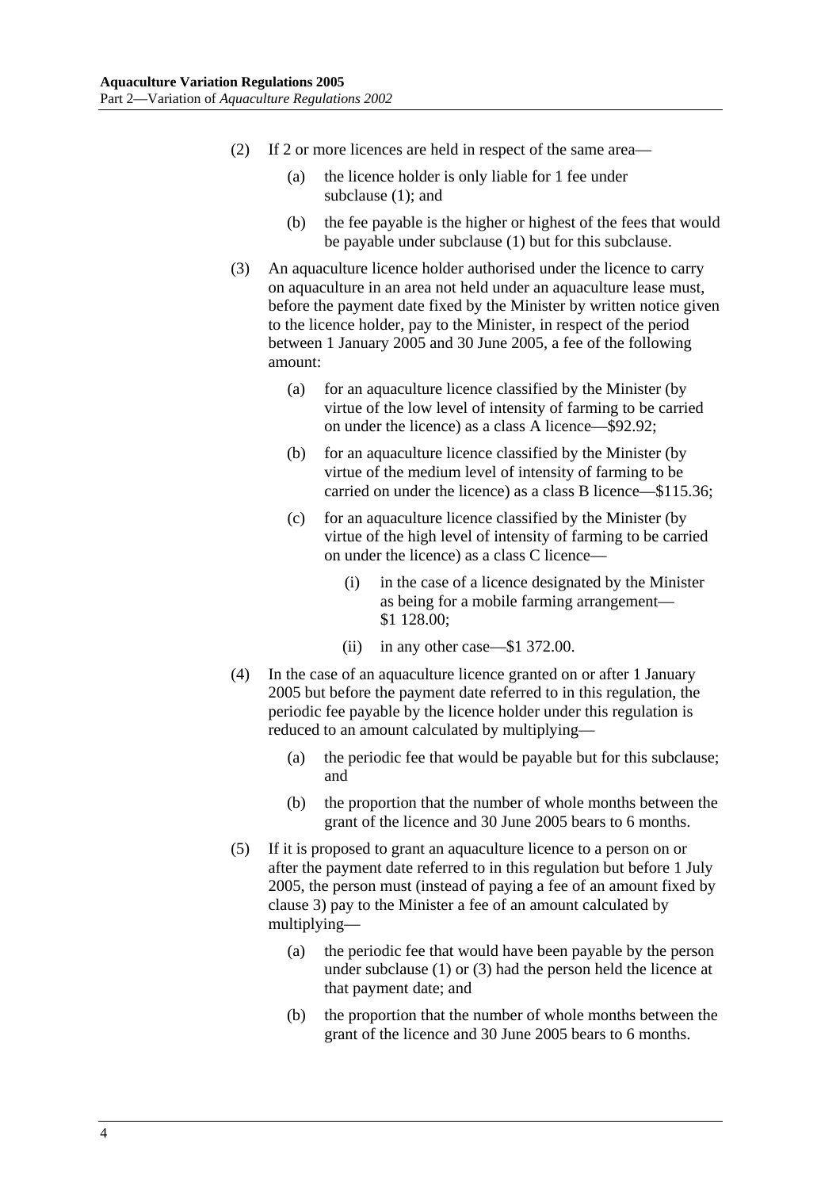(2) If 2 or more licences are held in respect of the same area—

(a) the licence holder is only liable for 1 fee under subclause (1); and

(b) the fee payable is the higher or highest of the fees that would be payable under subclause (1) but for this subclause.

(3) An aquaculture licence holder authorised under the licence to carry on aquaculture in an area not held under an aquaculture lease must, before the payment date fixed by the Minister by written notice given to the licence holder, pay to the Minister, in respect of the period between 1 January 2005 and 30 June 2005, a fee of the following amount:

(a) for an aquaculture licence classified by the Minister (by virtue of the low level of intensity of farming to be carried on under the licence) as a class A licence—$92.92;

(b) for an aquaculture licence classified by the Minister (by virtue of the medium level of intensity of farming to be carried on under the licence) as a class B licence—$115.36;

(c) for an aquaculture licence classified by the Minister (by virtue of the high level of intensity of farming to be carried on under the licence) as a class C licence—

(i) in the case of a licence designated by the Minister as being for a mobile farming arrangement—$1 128.00;

(ii) in any other case—$1 372.00.

(4) In the case of an aquaculture licence granted on or after 1 January 2005 but before the payment date referred to in this regulation, the periodic fee payable by the licence holder under this regulation is reduced to an amount calculated by multiplying—

(a) the periodic fee that would be payable but for this subclause; and

(b) the proportion that the number of whole months between the grant of the licence and 30 June 2005 bears to 6 months.

(5) If it is proposed to grant an aquaculture licence to a person on or after the payment date referred to in this regulation but before 1 July 2005, the person must (instead of paying a fee of an amount fixed by clause 3) pay to the Minister a fee of an amount calculated by multiplying—

(a) the periodic fee that would have been payable by the person under subclause (1) or (3) had the person held the licence at that payment date; and

(b) the proportion that the number of whole months between the grant of the licence and 30 June 2005 bears to 6 months.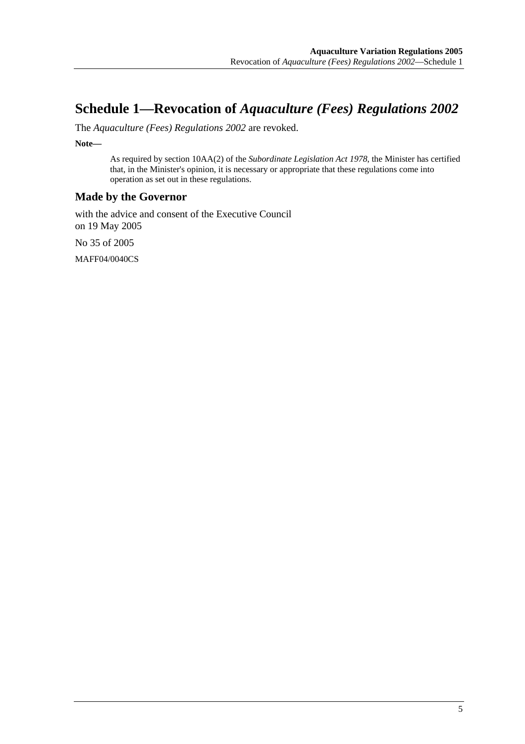## Schedule 1—Revocation of *Aquaculture (Fees) Regulations 2002*

The *Aquaculture (Fees) Regulations 2002* are revoked.

**Note—**

> As required by section 10AA(2) of the *Subordinate Legislation Act 1978*, the Minister has certified that, in the Minister's opinion, it is necessary or appropriate that these regulations come into operation as set out in these regulations.

### Made by the Governor

with the advice and consent of the Executive Council
on 19 May 2005

No 35 of 2005

MAFF04/0040CS